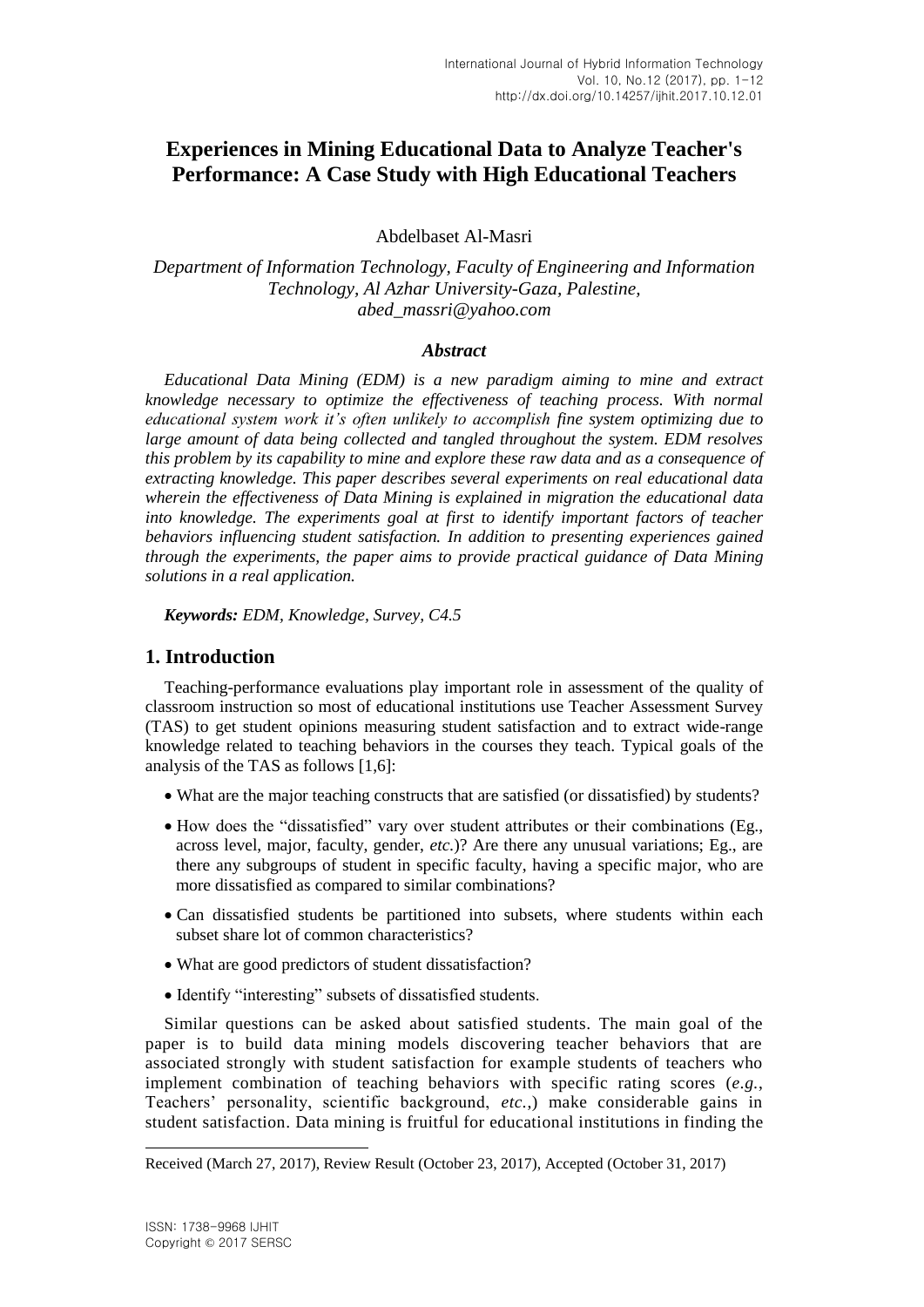# Experiences in Mining Educational Data to Analyze Teacher's Performance: A Case Study with High Educational Teachers

Abdelbaset Al-Masri

*Department of Information Technology, Faculty of Engineering and Information Technology, Al Azhar University-Gaza, Palestine, abed_massri@yahoo.com*

### *Abstract*

*Educational Data Mining (EDM) is a new paradigm aiming to mine and extract knowledge necessary to optimize the effectiveness of teaching process. With normal educational system work it's often unlikely to accomplish fine system optimizing due to large amount of data being collected and tangled throughout the system. EDM resolves this problem by its capability to mine and explore these raw data and as a consequence of extracting knowledge. This paper describes several experiments on real educational data wherein the effectiveness of Data Mining is explained in migration the educational data into knowledge. The experiments goal at first to identify important factors of teacher behaviors influencing student satisfaction. In addition to presenting experiences gained through the experiments, the paper aims to provide practical guidance of Data Mining solutions in a real application.*

***Keywords:*** *EDM, Knowledge, Survey, C4.5*

## 1. Introduction

Teaching-performance evaluations play important role in assessment of the quality of classroom instruction so most of educational institutions use Teacher Assessment Survey (TAS) to get student opinions measuring student satisfaction and to extract wide-range knowledge related to teaching behaviors in the courses they teach. Typical goals of the analysis of the TAS as follows [1,6]:

- What are the major teaching constructs that are satisfied (or dissatisfied) by students?
- How does the "dissatisfied" vary over student attributes or their combinations (Eg., across level, major, faculty, gender, *etc.*)? Are there any unusual variations; Eg., are there any subgroups of student in specific faculty, having a specific major, who are more dissatisfied as compared to similar combinations?
- Can dissatisfied students be partitioned into subsets, where students within each subset share lot of common characteristics?
- What are good predictors of student dissatisfaction?
- Identify "interesting" subsets of dissatisfied students.

Similar questions can be asked about satisfied students. The main goal of the paper is to build data mining models discovering teacher behaviors that are associated strongly with student satisfaction for example students of teachers who implement combination of teaching behaviors with specific rating scores (*e.g.*, Teachers' personality, scientific background, *etc.*,) make considerable gains in student satisfaction. Data mining is fruitful for educational institutions in finding the

Received (March 27, 2017), Review Result (October 23, 2017), Accepted (October 31, 2017)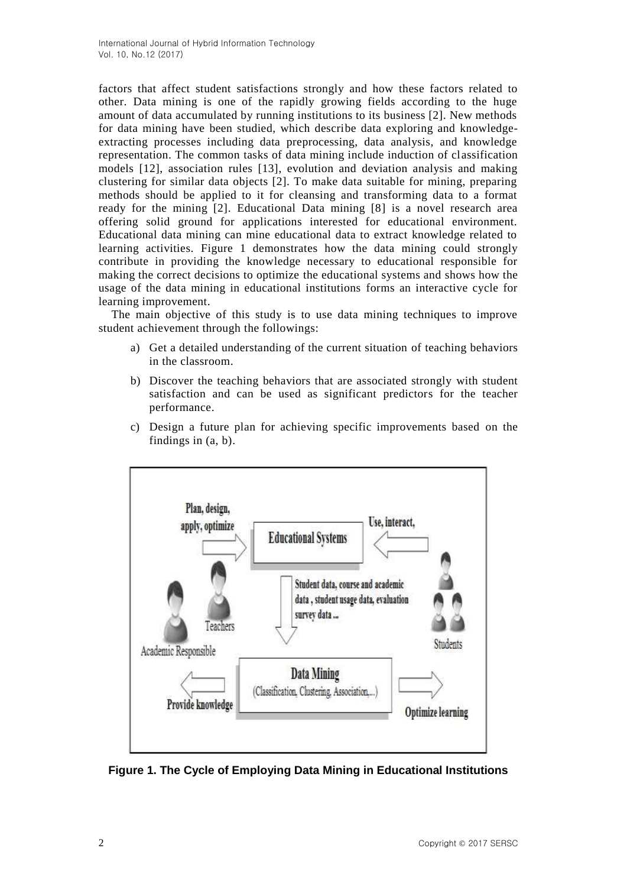factors that affect student satisfactions strongly and how these factors related to other. Data mining is one of the rapidly growing fields according to the huge amount of data accumulated by running institutions to its business [2]. New methods for data mining have been studied, which describe data exploring and knowledge-extracting processes including data preprocessing, data analysis, and knowledge representation. The common tasks of data mining include induction of classification models [12], association rules [13], evolution and deviation analysis and making clustering for similar data objects [2]. To make data suitable for mining, preparing methods should be applied to it for cleansing and transforming data to a format ready for the mining [2]. Educational Data mining [8] is a novel research area offering solid ground for applications interested for educational environment. Educational data mining can mine educational data to extract knowledge related to learning activities. Figure 1 demonstrates how the data mining could strongly contribute in providing the knowledge necessary to educational responsible for making the correct decisions to optimize the educational systems and shows how the usage of the data mining in educational institutions forms an interactive cycle for learning improvement.

The main objective of this study is to use data mining techniques to improve student achievement through the followings:

a) Get a detailed understanding of the current situation of teaching behaviors in the classroom.

b) Discover the teaching behaviors that are associated strongly with student satisfaction and can be used as significant predictors for the teacher performance.

c) Design a future plan for achieving specific improvements based on the findings in (a, b).

**Figure 1. The Cycle of Employing Data Mining in Educational Institutions**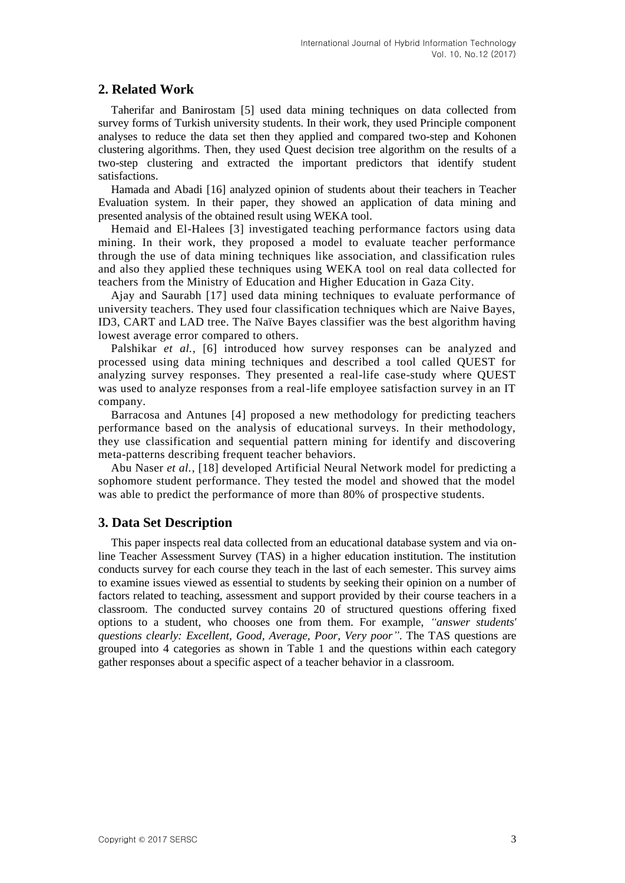## 2. Related Work

Taherifar and Banirostam [5] used data mining techniques on data collected from survey forms of Turkish university students. In their work, they used Principle component analyses to reduce the data set then they applied and compared two-step and Kohonen clustering algorithms. Then, they used Quest decision tree algorithm on the results of a two-step clustering and extracted the important predictors that identify student satisfactions.

Hamada and Abadi [16] analyzed opinion of students about their teachers in Teacher Evaluation system. In their paper, they showed an application of data mining and presented analysis of the obtained result using WEKA tool.

Hemaid and El-Halees [3] investigated teaching performance factors using data mining. In their work, they proposed a model to evaluate teacher performance through the use of data mining techniques like association, and classification rules and also they applied these techniques using WEKA tool on real data collected for teachers from the Ministry of Education and Higher Education in Gaza City.

Ajay and Saurabh [17] used data mining techniques to evaluate performance of university teachers. They used four classification techniques which are Naive Bayes, ID3, CART and LAD tree. The Naïve Bayes classifier was the best algorithm having lowest average error compared to others.

Palshikar *et al.*, [6] introduced how survey responses can be analyzed and processed using data mining techniques and described a tool called QUEST for analyzing survey responses. They presented a real-life case-study where QUEST was used to analyze responses from a real-life employee satisfaction survey in an IT company.

Barracosa and Antunes [4] proposed a new methodology for predicting teachers performance based on the analysis of educational surveys. In their methodology, they use classification and sequential pattern mining for identify and discovering meta-patterns describing frequent teacher behaviors.

Abu Naser *et al.*, [18] developed Artificial Neural Network model for predicting a sophomore student performance. They tested the model and showed that the model was able to predict the performance of more than 80% of prospective students.

## 3. Data Set Description

This paper inspects real data collected from an educational database system and via on-line Teacher Assessment Survey (TAS) in a higher education institution. The institution conducts survey for each course they teach in the last of each semester. This survey aims to examine issues viewed as essential to students by seeking their opinion on a number of factors related to teaching, assessment and support provided by their course teachers in a classroom. The conducted survey contains 20 of structured questions offering fixed options to a student, who chooses one from them. For example, *"answer students' questions clearly: Excellent, Good, Average, Poor, Very poor"*. The TAS questions are grouped into 4 categories as shown in Table 1 and the questions within each category gather responses about a specific aspect of a teacher behavior in a classroom.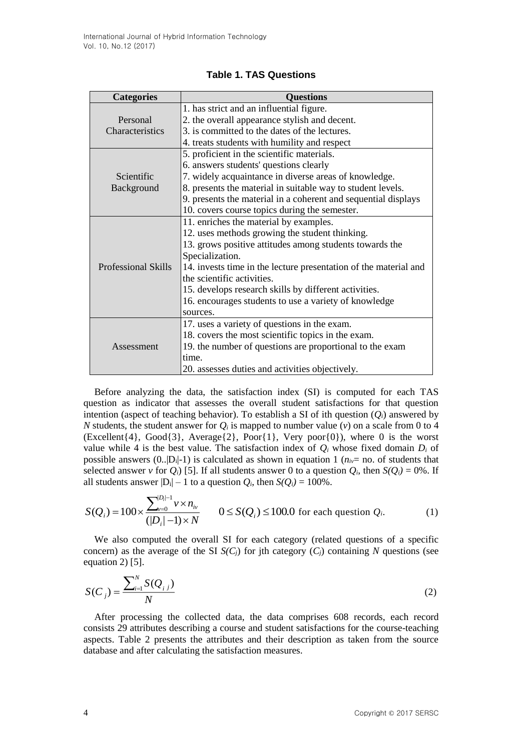**Table 1. TAS Questions**

| Categories | Questions |
|---|---|
| Personal Characteristics | 1. has strict and an influential figure.<br>2. the overall appearance stylish and decent.<br>3. is committed to the dates of the lectures.<br>4. treats students with humility and respect |
| Scientific Background | 5. proficient in the scientific materials.<br>6. answers students' questions clearly<br>7. widely acquaintance in diverse areas of knowledge.<br>8. presents the material in suitable way to student levels.<br>9. presents the material in a coherent and sequential displays<br>10. covers course topics during the semester. |
| Professional Skills | 11. enriches the material by examples.<br>12. uses methods growing the student thinking.<br>13. grows positive attitudes among students towards the Specialization.<br>14. invests time in the lecture presentation of the material and the scientific activities.<br>15. develops research skills by different activities.<br>16. encourages students to use a variety of knowledge sources. |
| Assessment | 17. uses a variety of questions in the exam.<br>18. covers the most scientific topics in the exam.<br>19. the number of questions are proportional to the exam time.<br>20. assesses duties and activities objectively. |

Before analyzing the data, the satisfaction index (SI) is computed for each TAS question as indicator that assesses the overall student satisfactions for that question intention (aspect of teaching behavior). To establish a SI of ith question ($Q_i$) answered by $N$ students, the student answer for $Q_i$ is mapped to number value ($v$) on a scale from 0 to 4 (Excellent{4}, Good{3}, Average{2}, Poor{1}, Very poor{0}), where 0 is the worst value while 4 is the best value. The satisfaction index of $Q_i$ whose fixed domain $D_i$ of possible answers ($0..|D_i|-1$) is calculated as shown in equation 1 ($n_{iv}$= no. of students that selected answer $v$ for $Q_i$) [5]. If all students answer 0 to a question $Q_i$, then $S(Q_i) = 0\%$. If all students answer $|D_i| - 1$ to a question $Q_i$, then $S(Q_i) = 100\%$.

$$S(Q_i) = 100 \times \frac{\sum_{v=0}^{|D_i|-1} v \times n_{iv}}{(|D_i|-1) \times N} \qquad 0 \le S(Q_i) \le 100.0 \text{ for each question } Q_i. \tag{1}$$

We also computed the overall SI for each category (related questions of a specific concern) as the average of the SI $S(C_j)$ for jth category ($C_j$) containing $N$ questions (see equation 2) [5].

$$S(C_j) = \frac{\sum_{i=1}^{N} S(Q_{i\,j})}{N} \tag{2}$$

After processing the collected data, the data comprises 608 records, each record consists 29 attributes describing a course and student satisfactions for the course-teaching aspects. Table 2 presents the attributes and their description as taken from the source database and after calculating the satisfaction measures.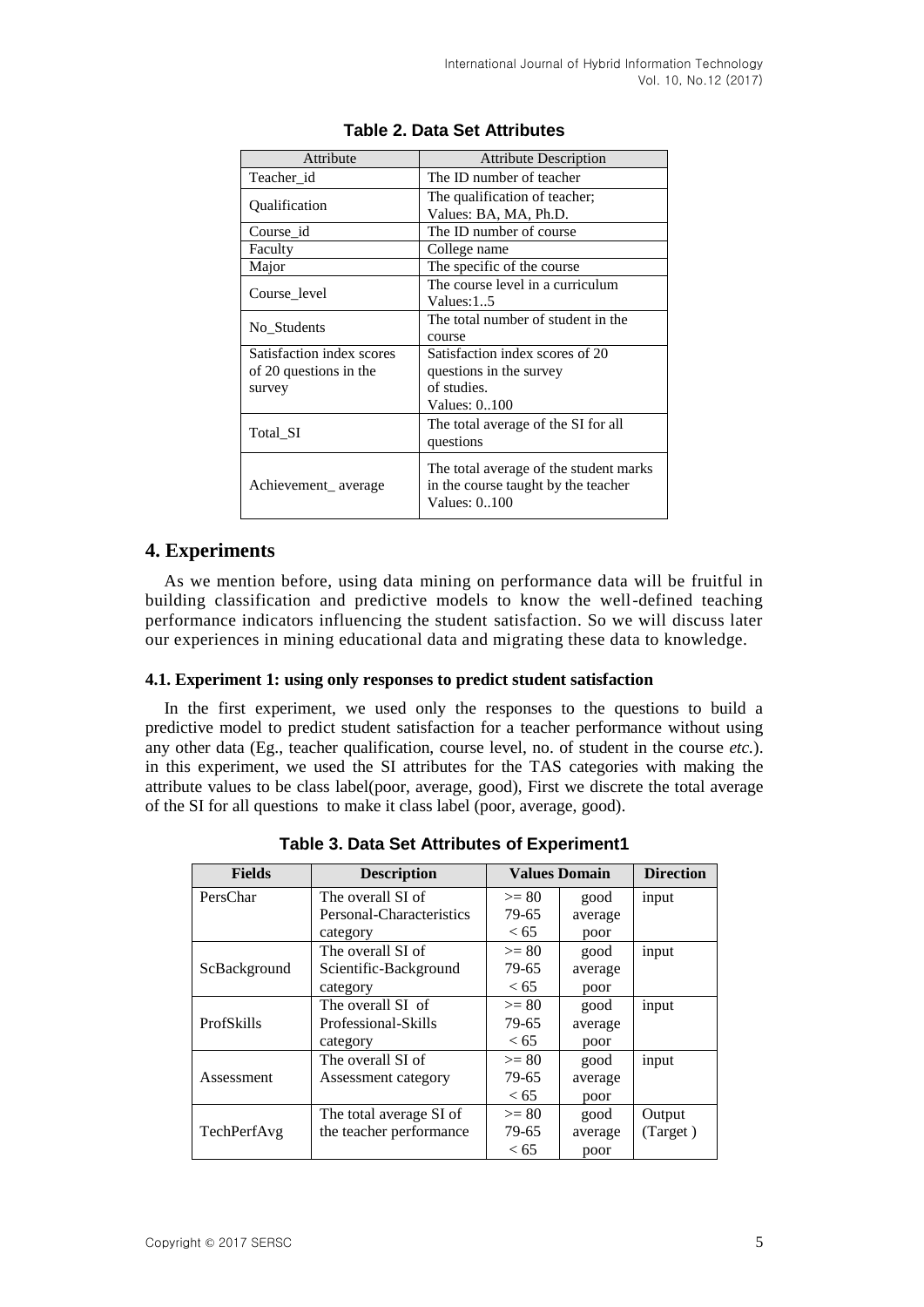**Table 2. Data Set Attributes**

| Attribute | Attribute Description |
|---|---|
| Teacher_id | The ID number of teacher |
| Qualification | The qualification of teacher; Values: BA, MA, Ph.D. |
| Course_id | The ID number of course |
| Faculty | College name |
| Major | The specific of the course |
| Course_level | The course level in a curriculum Values:1..5 |
| No_Students | The total number of student in the course |
| Satisfaction index scores of 20 questions in the survey | Satisfaction index scores of 20 questions in the survey of studies. Values: 0..100 |
| Total_SI | The total average of the SI for all questions |
| Achievement_ average | The total average of the student marks in the course taught by the teacher Values: 0..100 |

## 4. Experiments

As we mention before, using data mining on performance data will be fruitful in building classification and predictive models to know the well-defined teaching performance indicators influencing the student satisfaction. So we will discuss later our experiences in mining educational data and migrating these data to knowledge.

### 4.1. Experiment 1: using only responses to predict student satisfaction

In the first experiment, we used only the responses to the questions to build a predictive model to predict student satisfaction for a teacher performance without using any other data (Eg., teacher qualification, course level, no. of student in the course *etc.*). in this experiment, we used the SI attributes for the TAS categories with making the attribute values to be class label(poor, average, good), First we discrete the total average of the SI for all questions to make it class label (poor, average, good).

**Table 3. Data Set Attributes of Experiment1**

| Fields | Description | Values Domain | | Direction |
|---|---|---|---|---|
| PersChar | The overall SI of Personal-Characteristics category | >= 80<br>79-65<br>< 65 | good<br>average<br>poor | input |
| ScBackground | The overall SI of Scientific-Background category | >= 80<br>79-65<br>< 65 | good<br>average<br>poor | input |
| ProfSkills | The overall SI of Professional-Skills category | >= 80<br>79-65<br>< 65 | good<br>average<br>poor | input |
| Assessment | The overall SI of Assessment category | >= 80<br>79-65<br>< 65 | good<br>average<br>poor | input |
| TechPerfAvg | The total average SI of the teacher performance | >= 80<br>79-65<br>< 65 | good<br>average<br>poor | Output (Target ) |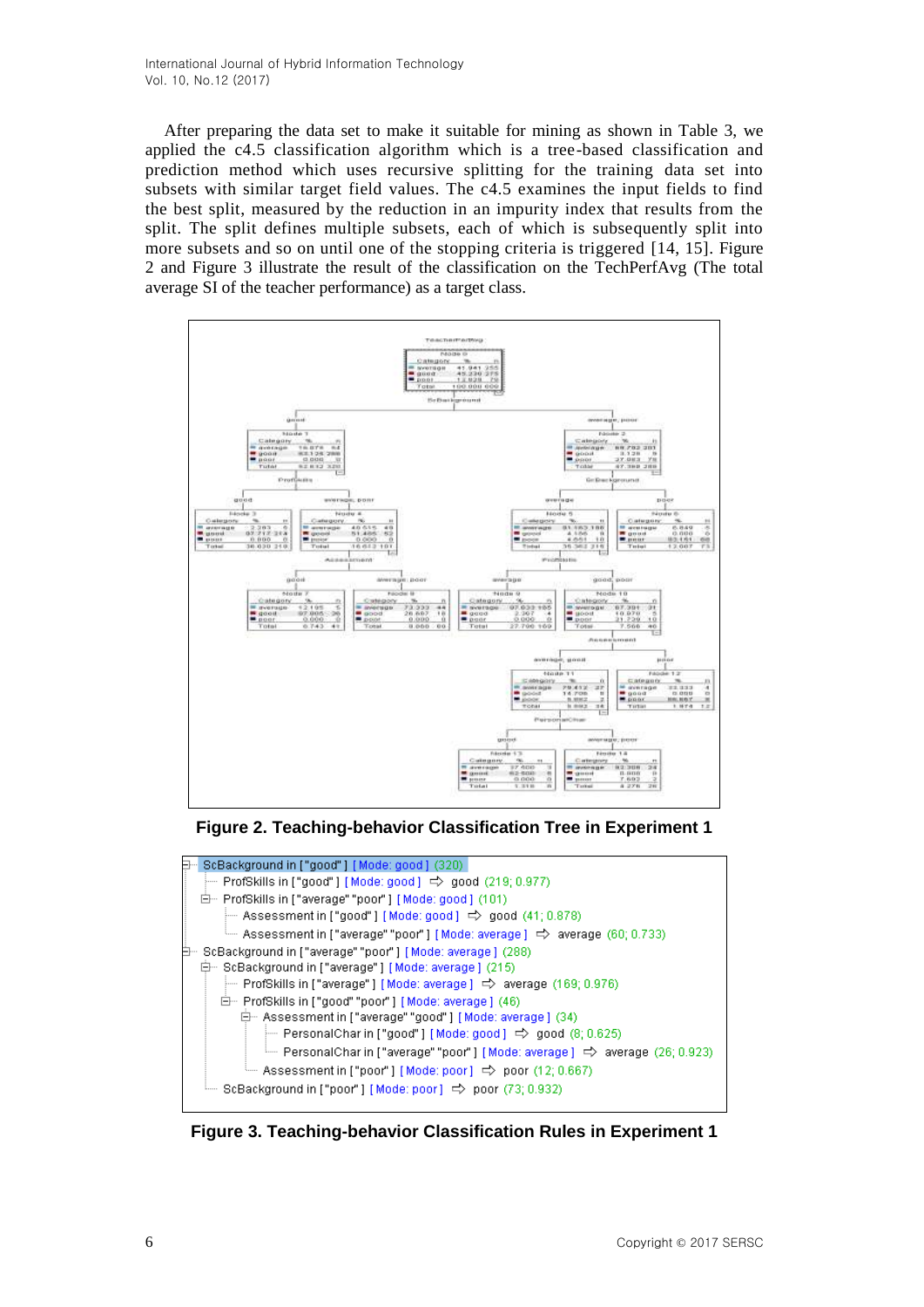After preparing the data set to make it suitable for mining as shown in Table 3, we applied the c4.5 classification algorithm which is a tree-based classification and prediction method which uses recursive splitting for the training data set into subsets with similar target field values. The c4.5 examines the input fields to find the best split, measured by the reduction in an impurity index that results from the split. The split defines multiple subsets, each of which is subsequently split into more subsets and so on until one of the stopping criteria is triggered [14, 15]. Figure 2 and Figure 3 illustrate the result of the classification on the TechPerfAvg (The total average SI of the teacher performance) as a target class.

**Figure 2. Teaching-behavior Classification Tree in Experiment 1**

```
ScBackground in ["good"] [ Mode: good ] (320)
    ProfSkills in ["good"] [ Mode: good ] ⇨ good (219; 0.977)
    ProfSkills in ["average" "poor"] [ Mode: good ] (101)
        Assessment in ["good"] [ Mode: good ] ⇨ good (41; 0.878)
        Assessment in ["average" "poor"] [ Mode: average ] ⇨ average (60; 0.733)
ScBackground in ["average" "poor"] [ Mode: average ] (288)
    ScBackground in ["average"] [ Mode: average ] (215)
        ProfSkills in ["average"] [ Mode: average ] ⇨ average (169; 0.976)
        ProfSkills in ["good" "poor"] [ Mode: average ] (46)
            Assessment in ["average" "good"] [ Mode: average ] (34)
                PersonalChar in ["good"] [ Mode: good ] ⇨ good (8; 0.625)
                PersonalChar in ["average" "poor"] [ Mode: average ] ⇨ average (26; 0.923)
            Assessment in ["poor"] [ Mode: poor ] ⇨ poor (12; 0.667)
    ScBackground in ["poor"] [ Mode: poor ] ⇨ poor (73; 0.932)
```

**Figure 3. Teaching-behavior Classification Rules in Experiment 1**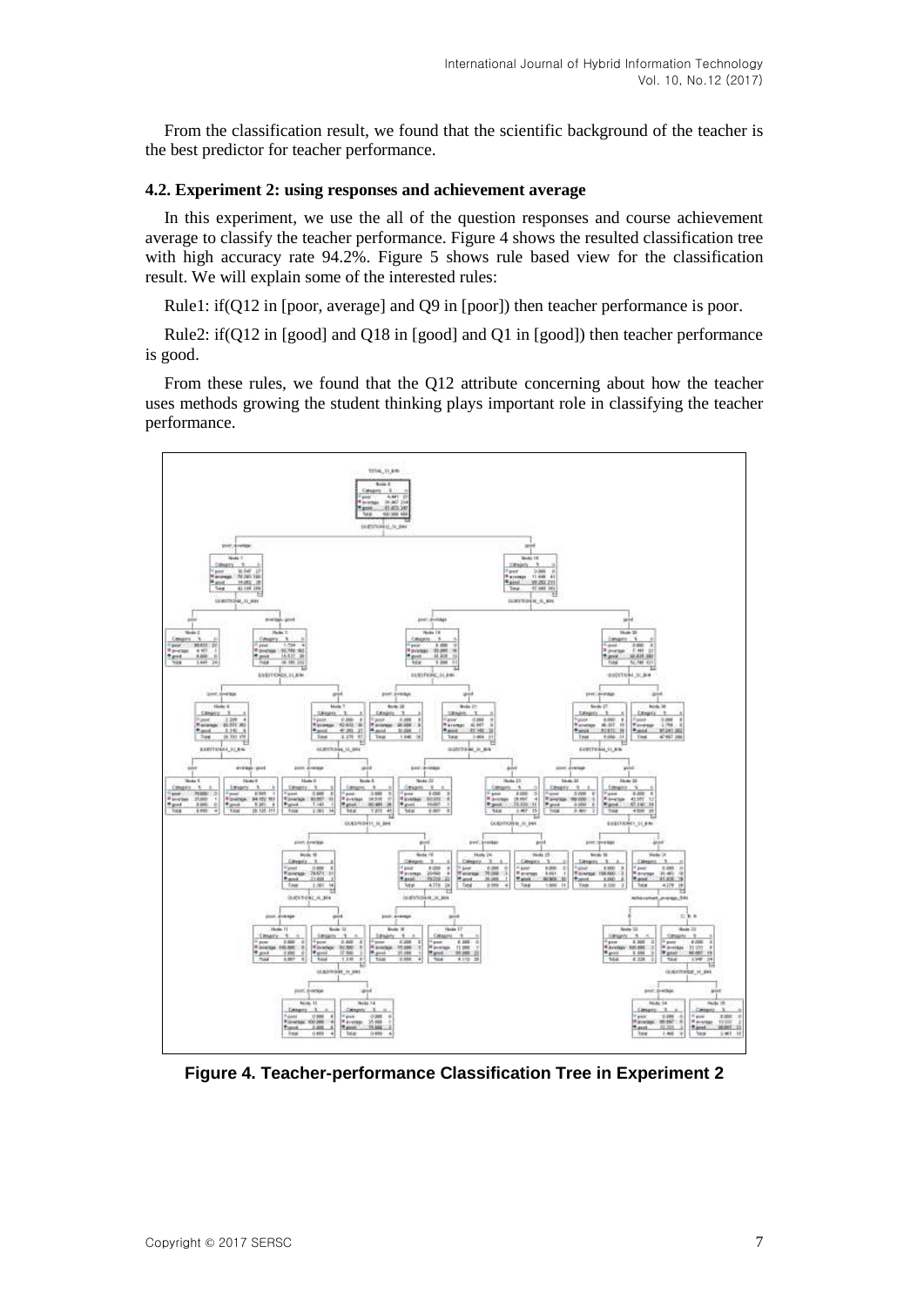From the classification result, we found that the scientific background of the teacher is the best predictor for teacher performance.

### 4.2. Experiment 2: using responses and achievement average

In this experiment, we use the all of the question responses and course achievement average to classify the teacher performance. Figure 4 shows the resulted classification tree with high accuracy rate 94.2%. Figure 5 shows rule based view for the classification result. We will explain some of the interested rules:

Rule1: if(Q12 in [poor, average] and Q9 in [poor]) then teacher performance is poor.

Rule2: if(Q12 in [good] and Q18 in [good] and Q1 in [good]) then teacher performance is good.

From these rules, we found that the Q12 attribute concerning about how the teacher uses methods growing the student thinking plays important role in classifying the teacher performance.

**Figure 4. Teacher-performance Classification Tree in Experiment 2**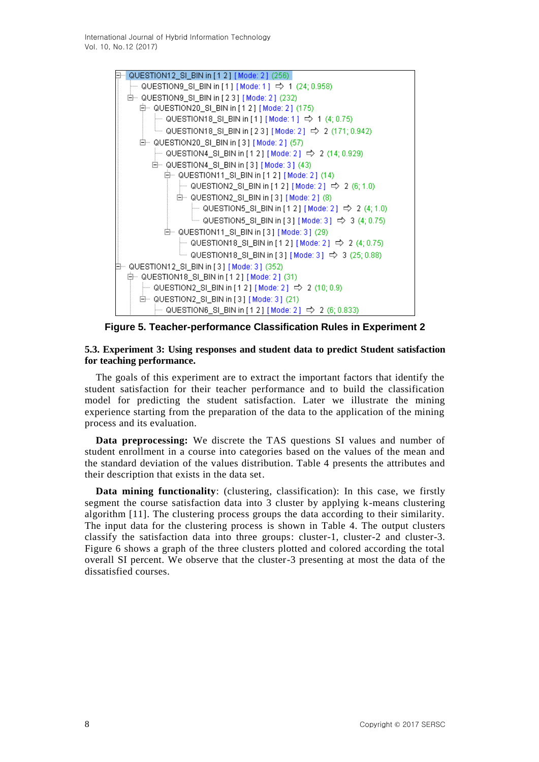```
QUESTION12_SI_BIN in [ 1 2 ] [Mode: 2] (256)
    QUESTION9_SI_BIN in [ 1 ] [Mode: 1] ⇨ 1 (24; 0.958)
    QUESTION9_SI_BIN in [ 2 3 ] [Mode: 2] (232)
        QUESTION20_SI_BIN in [ 1 2 ] [Mode: 2] (175)
            QUESTION18_SI_BIN in [ 1 ] [Mode: 1] ⇨ 1 (4; 0.75)
            QUESTION18_SI_BIN in [ 2 3 ] [Mode: 2] ⇨ 2 (171; 0.942)
        QUESTION20_SI_BIN in [ 3 ] [Mode: 2] (57)
            QUESTION4_SI_BIN in [ 1 2 ] [Mode: 2] ⇨ 2 (14; 0.929)
            QUESTION4_SI_BIN in [ 3 ] [Mode: 3] (43)
                QUESTION11_SI_BIN in [ 1 2 ] [Mode: 2] (14)
                    QUESTION2_SI_BIN in [ 1 2 ] [Mode: 2] ⇨ 2 (6; 1.0)
                    QUESTION2_SI_BIN in [ 3 ] [Mode: 2] (8)
                        QUESTION5_SI_BIN in [ 1 2 ] [Mode: 2] ⇨ 2 (4; 1.0)
                        QUESTION5_SI_BIN in [ 3 ] [Mode: 3] ⇨ 3 (4; 0.75)
                QUESTION11_SI_BIN in [ 3 ] [Mode: 3] (29)
                    QUESTION18_SI_BIN in [ 1 2 ] [Mode: 2] ⇨ 2 (4; 0.75)
                    QUESTION18_SI_BIN in [ 3 ] [Mode: 3] ⇨ 3 (25; 0.88)
QUESTION12_SI_BIN in [ 3 ] [Mode: 3] (352)
    QUESTION18_SI_BIN in [ 1 2 ] [Mode: 2] (31)
        QUESTION2_SI_BIN in [ 1 2 ] [Mode: 2] ⇨ 2 (10; 0.9)
        QUESTION2_SI_BIN in [ 3 ] [Mode: 3] (21)
            QUESTION6_SI_BIN in [ 1 2 ] [Mode: 2] ⇨ 2 (6; 0.833)
```

**Figure 5. Teacher-performance Classification Rules in Experiment 2**

### 5.3. Experiment 3: Using responses and student data to predict Student satisfaction for teaching performance.

The goals of this experiment are to extract the important factors that identify the student satisfaction for their teacher performance and to build the classification model for predicting the student satisfaction. Later we illustrate the mining experience starting from the preparation of the data to the application of the mining process and its evaluation.

**Data preprocessing:** We discrete the TAS questions SI values and number of student enrollment in a course into categories based on the values of the mean and the standard deviation of the values distribution. Table 4 presents the attributes and their description that exists in the data set.

**Data mining functionality**: (clustering, classification): In this case, we firstly segment the course satisfaction data into 3 cluster by applying k-means clustering algorithm [11]. The clustering process groups the data according to their similarity. The input data for the clustering process is shown in Table 4. The output clusters classify the satisfaction data into three groups: cluster-1, cluster-2 and cluster-3. Figure 6 shows a graph of the three clusters plotted and colored according the total overall SI percent. We observe that the cluster-3 presenting at most the data of the dissatisfied courses.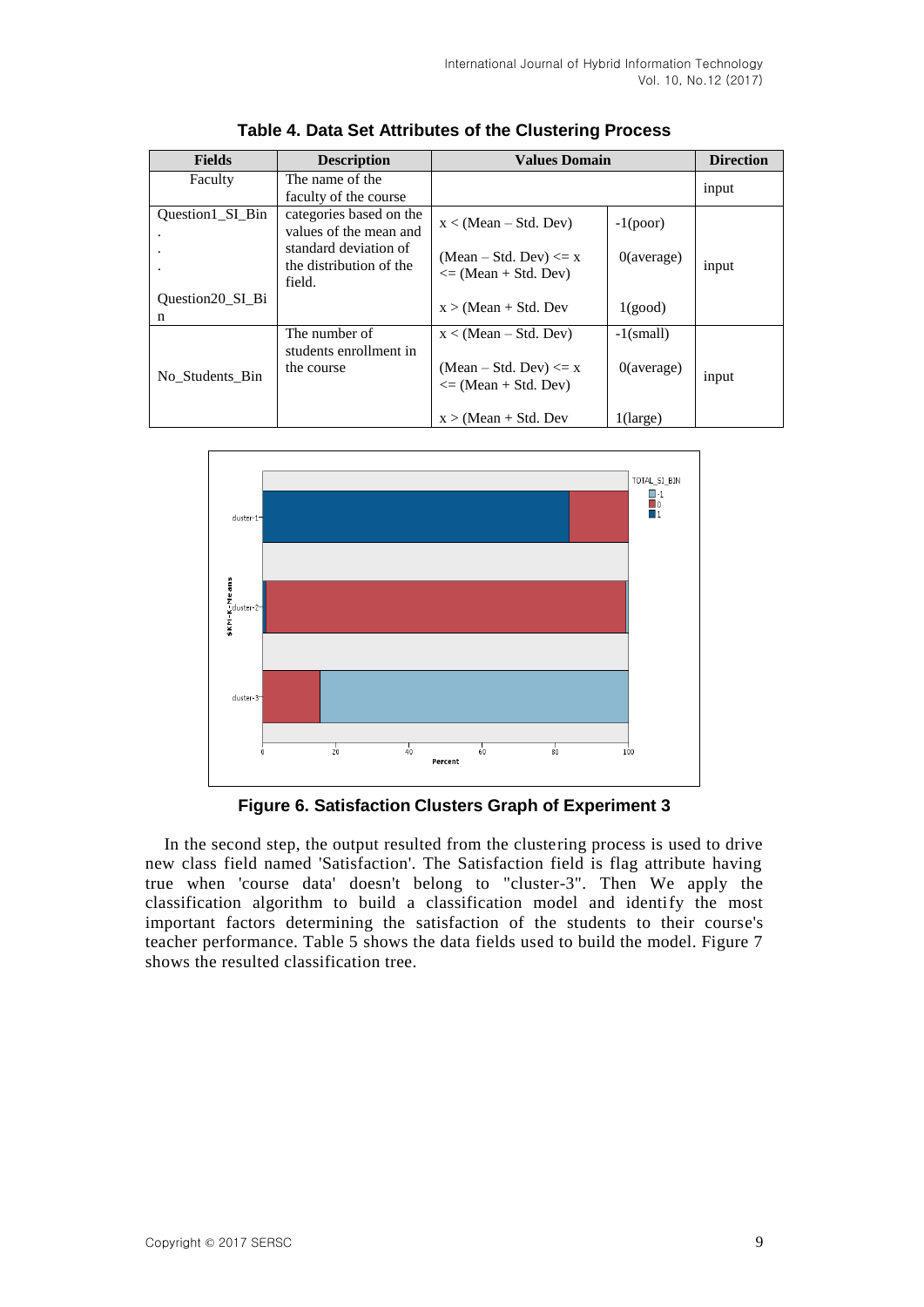**Table 4. Data Set Attributes of the Clustering Process**

| Fields | Description | Values Domain | | Direction |
|---|---|---|---|---|
| Faculty | The name of the faculty of the course | | | input |
| Question1_SI_Bin . . . Question20_SI_Bin | categories based on the values of the mean and standard deviation of the distribution of the field. | x < (Mean – Std. Dev) | -1(poor) | input |
| | | (Mean – Std. Dev) <= x <= (Mean + Std. Dev) | 0(average) | |
| | | x > (Mean + Std. Dev | 1(good) | |
| No_Students_Bin | The number of students enrollment in the course | x < (Mean – Std. Dev) | -1(small) | input |
| | | (Mean – Std. Dev) <= x <= (Mean + Std. Dev) | 0(average) | |
| | | x > (Mean + Std. Dev | 1(large) | |

**Figure 6. Satisfaction Clusters Graph of Experiment 3**

In the second step, the output resulted from the clustering process is used to drive new class field named 'Satisfaction'. The Satisfaction field is flag attribute having true when 'course data' doesn't belong to "cluster-3". Then We apply the classification algorithm to build a classification model and identify the most important factors determining the satisfaction of the students to their course's teacher performance. Table 5 shows the data fields used to build the model. Figure 7 shows the resulted classification tree.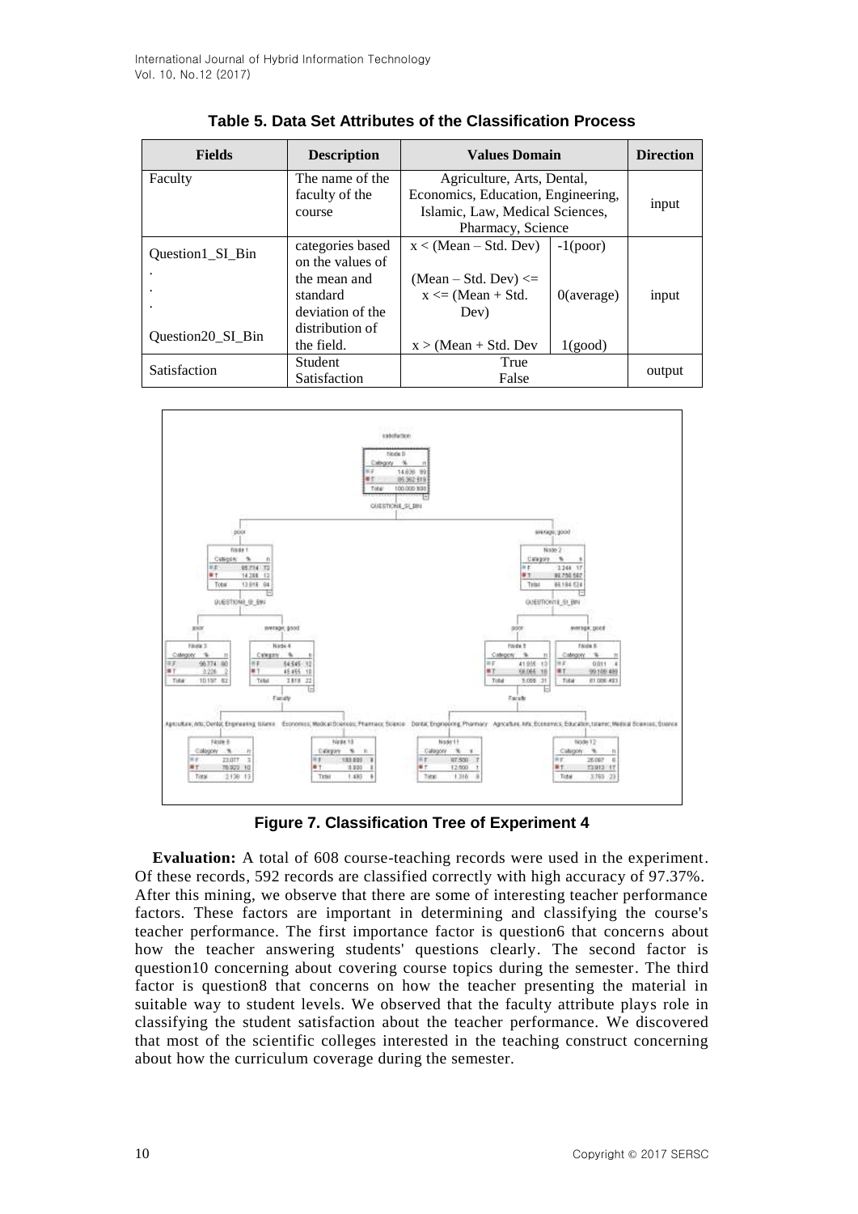**Table 5. Data Set Attributes of the Classification Process**

| Fields | Description | Values Domain | | Direction |
|---|---|---|---|---|
| Faculty | The name of the faculty of the course | Agriculture, Arts, Dental, Economics, Education, Engineering, Islamic, Law, Medical Sciences, Pharmacy, Science | | input |
| Question1_SI_Bin<br>.<br>.<br>.<br>Question20_SI_Bin | categories based on the values of the mean and standard deviation of the distribution of the field. | x < (Mean – Std. Dev)<br><br>(Mean – Std. Dev) <= x <= (Mean + Std. Dev)<br><br>x > (Mean + Std. Dev | -1(poor)<br><br>0(average)<br><br>1(good) | input |
| Satisfaction | Student Satisfaction | True<br>False | | output |

**Figure 7. Classification Tree of Experiment 4**

**Evaluation:** A total of 608 course-teaching records were used in the experiment. Of these records, 592 records are classified correctly with high accuracy of 97.37%. After this mining, we observe that there are some of interesting teacher performance factors. These factors are important in determining and classifying the course's teacher performance. The first importance factor is question6 that concerns about how the teacher answering students' questions clearly. The second factor is question10 concerning about covering course topics during the semester. The third factor is question8 that concerns on how the teacher presenting the material in suitable way to student levels. We observed that the faculty attribute plays role in classifying the student satisfaction about the teacher performance. We discovered that most of the scientific colleges interested in the teaching construct concerning about how the curriculum coverage during the semester.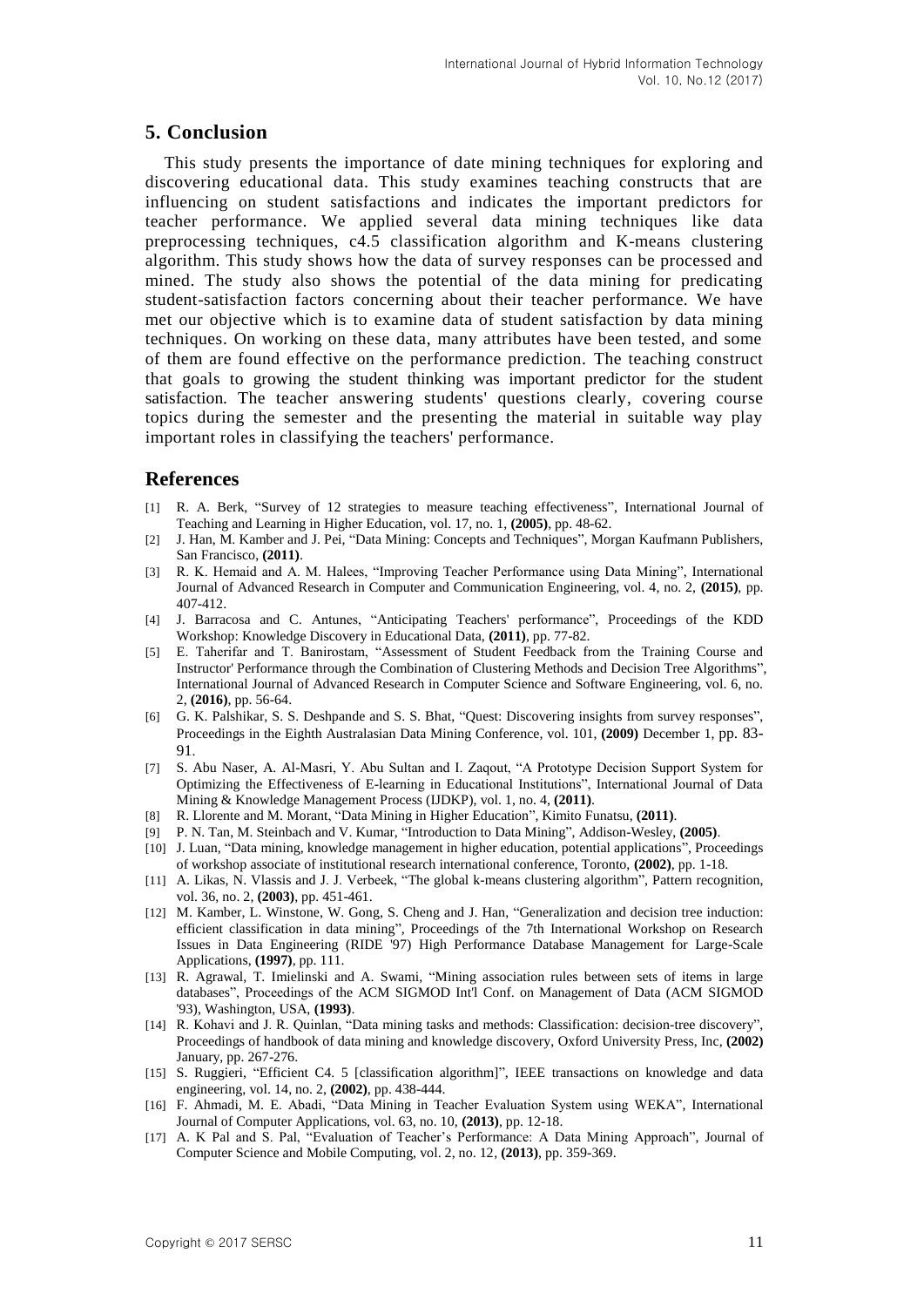## 5. Conclusion

This study presents the importance of date mining techniques for exploring and discovering educational data. This study examines teaching constructs that are influencing on student satisfactions and indicates the important predictors for teacher performance. We applied several data mining techniques like data preprocessing techniques, c4.5 classification algorithm and K-means clustering algorithm. This study shows how the data of survey responses can be processed and mined. The study also shows the potential of the data mining for predicating student-satisfaction factors concerning about their teacher performance. We have met our objective which is to examine data of student satisfaction by data mining techniques. On working on these data, many attributes have been tested, and some of them are found effective on the performance prediction. The teaching construct that goals to growing the student thinking was important predictor for the student satisfaction. The teacher answering students' questions clearly, covering course topics during the semester and the presenting the material in suitable way play important roles in classifying the teachers' performance.

## References

[1] R. A. Berk, "Survey of 12 strategies to measure teaching effectiveness", International Journal of Teaching and Learning in Higher Education, vol. 17, no. 1, **(2005)**, pp. 48-62.

[2] J. Han, M. Kamber and J. Pei, "Data Mining: Concepts and Techniques", Morgan Kaufmann Publishers, San Francisco, **(2011)**.

[3] R. K. Hemaid and A. M. Halees, "Improving Teacher Performance using Data Mining", International Journal of Advanced Research in Computer and Communication Engineering, vol. 4, no. 2, **(2015)**, pp. 407-412.

[4] J. Barracosa and C. Antunes, "Anticipating Teachers' performance", Proceedings of the KDD Workshop: Knowledge Discovery in Educational Data, **(2011)**, pp. 77-82.

[5] E. Taherifar and T. Banirostam, "Assessment of Student Feedback from the Training Course and Instructor' Performance through the Combination of Clustering Methods and Decision Tree Algorithms", International Journal of Advanced Research in Computer Science and Software Engineering, vol. 6, no. 2, **(2016)**, pp. 56-64.

[6] G. K. Palshikar, S. S. Deshpande and S. S. Bhat, "Quest: Discovering insights from survey responses", Proceedings in the Eighth Australasian Data Mining Conference, vol. 101, **(2009)** December 1, pp. 83-91.

[7] S. Abu Naser, A. Al-Masri, Y. Abu Sultan and I. Zaqout, "A Prototype Decision Support System for Optimizing the Effectiveness of E-learning in Educational Institutions", International Journal of Data Mining & Knowledge Management Process (IJDKP), vol. 1, no. 4, **(2011)**.

[8] R. Llorente and M. Morant, "Data Mining in Higher Education", Kimito Funatsu, **(2011)**.

[9] P. N. Tan, M. Steinbach and V. Kumar, "Introduction to Data Mining", Addison-Wesley, **(2005)**.

[10] J. Luan, "Data mining, knowledge management in higher education, potential applications", Proceedings of workshop associate of institutional research international conference, Toronto, **(2002)**, pp. 1-18.

[11] A. Likas, N. Vlassis and J. J. Verbeek, "The global k-means clustering algorithm", Pattern recognition, vol. 36, no. 2, **(2003)**, pp. 451-461.

[12] M. Kamber, L. Winstone, W. Gong, S. Cheng and J. Han, "Generalization and decision tree induction: efficient classification in data mining", Proceedings of the 7th International Workshop on Research Issues in Data Engineering (RIDE '97) High Performance Database Management for Large-Scale Applications, **(1997)**, pp. 111.

[13] R. Agrawal, T. Imielinski and A. Swami, "Mining association rules between sets of items in large databases", Proceedings of the ACM SIGMOD Int'l Conf. on Management of Data (ACM SIGMOD '93), Washington, USA, **(1993)**.

[14] R. Kohavi and J. R. Quinlan, "Data mining tasks and methods: Classification: decision-tree discovery", Proceedings of handbook of data mining and knowledge discovery, Oxford University Press, Inc, **(2002)** January, pp. 267-276.

[15] S. Ruggieri, "Efficient C4. 5 [classification algorithm]", IEEE transactions on knowledge and data engineering, vol. 14, no. 2, **(2002)**, pp. 438-444.

[16] F. Ahmadi, M. E. Abadi, "Data Mining in Teacher Evaluation System using WEKA", International Journal of Computer Applications, vol. 63, no. 10, **(2013)**, pp. 12-18.

[17] A. K Pal and S. Pal, "Evaluation of Teacher's Performance: A Data Mining Approach", Journal of Computer Science and Mobile Computing, vol. 2, no. 12, **(2013)**, pp. 359-369.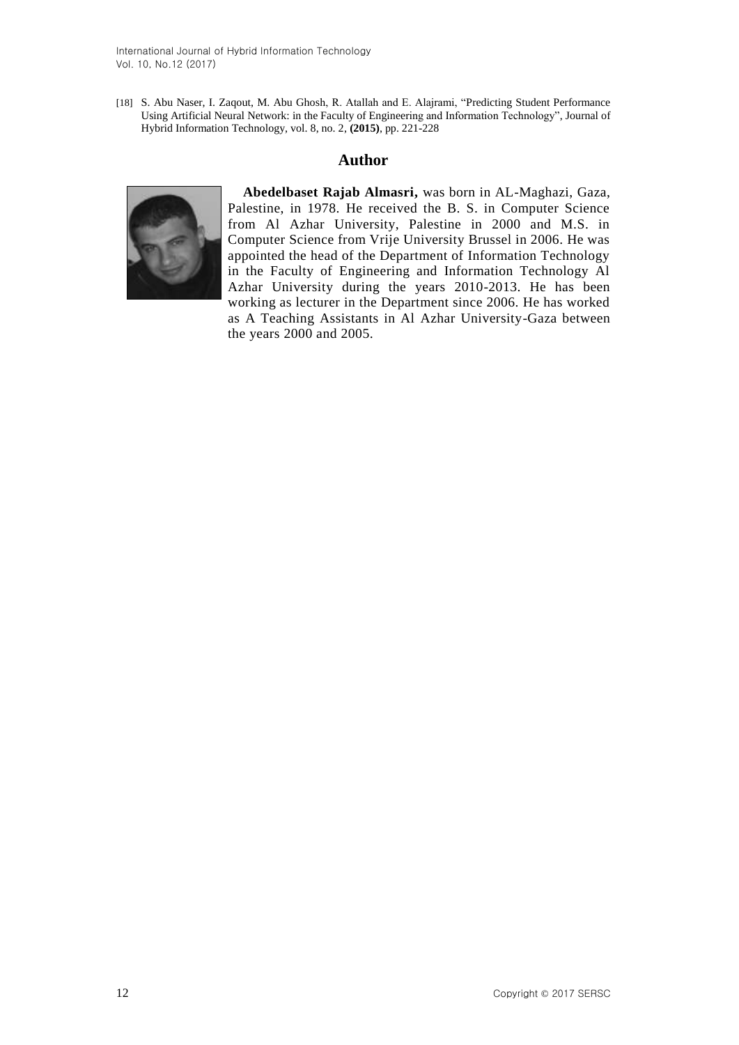[18] S. Abu Naser, I. Zaqout, M. Abu Ghosh, R. Atallah and E. Alajrami, "Predicting Student Performance Using Artificial Neural Network: in the Faculty of Engineering and Information Technology", Journal of Hybrid Information Technology, vol. 8, no. 2, **(2015)**, pp. 221-228

## Author

**Abedelbaset Rajab Almasri,** was born in AL-Maghazi, Gaza, Palestine, in 1978. He received the B. S. in Computer Science from Al Azhar University, Palestine in 2000 and M.S. in Computer Science from Vrije University Brussel in 2006. He was appointed the head of the Department of Information Technology in the Faculty of Engineering and Information Technology Al Azhar University during the years 2010-2013. He has been working as lecturer in the Department since 2006. He has worked as A Teaching Assistants in Al Azhar University-Gaza between the years 2000 and 2005.